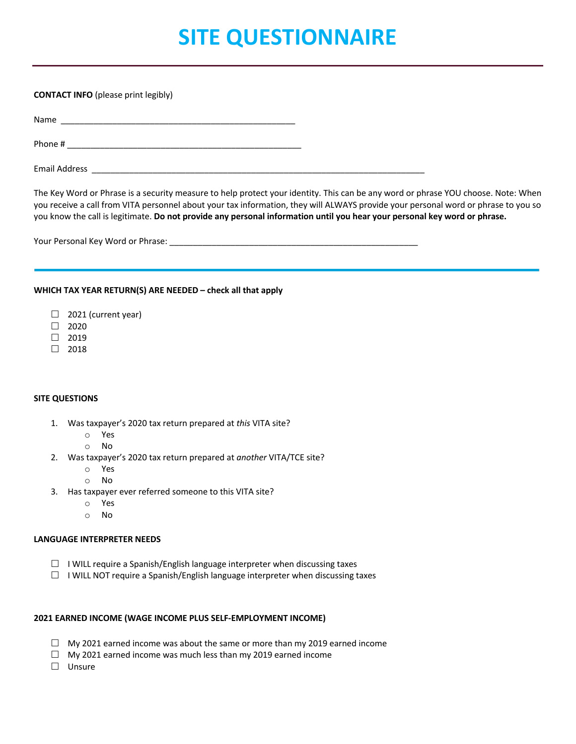# SITE QUESTIONNAIRE

---

**CONTACT INFO** (please print legibly)

Name \_\_\_\_\_\_\_\_\_\_\_\_\_\_\_\_\_\_\_\_\_\_\_\_\_\_\_\_\_\_\_\_\_\_\_\_\_\_\_\_\_\_\_\_\_\_\_\_

Phone # \_\_\_\_\_\_\_\_\_\_\_\_\_\_\_\_\_\_\_\_\_\_\_\_\_\_\_\_\_\_\_\_\_\_\_\_\_\_\_\_\_\_\_\_\_\_\_\_

Email Address \_\_\_\_\_\_\_\_\_\_\_\_\_\_\_\_\_\_\_\_\_\_\_\_\_\_\_\_\_\_\_\_\_\_\_\_\_\_\_\_\_\_\_\_\_\_\_\_\_\_\_\_\_\_\_\_\_\_\_\_\_\_\_\_\_\_\_\_

The Key Word or Phrase is a security measure to help protect your identity. This can be any word or phrase YOU choose. Note: When you receive a call from VITA personnel about your tax information, they will ALWAYS provide your personal word or phrase to you so you know the call is legitimate. **Do not provide any personal information until you hear your personal key word or phrase.**

Your Personal Key Word or Phrase: \_\_\_\_\_\_\_\_\_\_\_\_\_\_\_\_\_\_\_\_\_\_\_\_\_\_\_\_\_\_\_\_\_\_\_\_\_\_\_\_\_\_\_\_\_\_\_\_\_\_\_\_

---

**WHICH TAX YEAR RETURN(S) ARE NEEDED – check all that apply**

- ☐ 2021 (current year)
- ☐ 2020
- ☐ 2019
- ☐ 2018

**SITE QUESTIONS**

1. Was taxpayer's 2020 tax return prepared at *this* VITA site?
   - Yes
   - No
2. Was taxpayer's 2020 tax return prepared at *another* VITA/TCE site?
   - Yes
   - No
3. Has taxpayer ever referred someone to this VITA site?
   - Yes
   - No

**LANGUAGE INTERPRETER NEEDS**

- ☐ I WILL require a Spanish/English language interpreter when discussing taxes
- ☐ I WILL NOT require a Spanish/English language interpreter when discussing taxes

**2021 EARNED INCOME (WAGE INCOME PLUS SELF-EMPLOYMENT INCOME)**

- ☐ My 2021 earned income was about the same or more than my 2019 earned income
- ☐ My 2021 earned income was much less than my 2019 earned income
- ☐ Unsure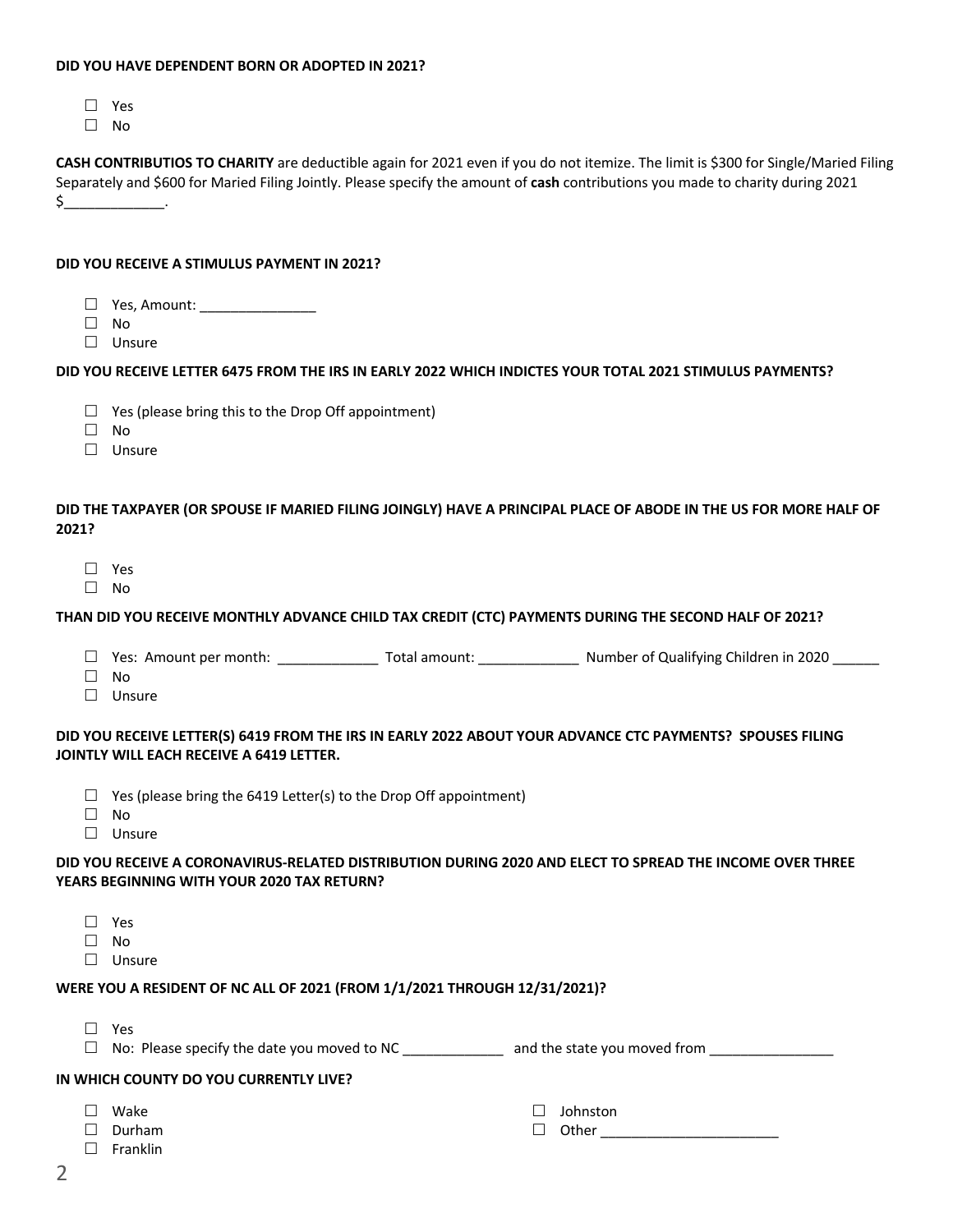**DID YOU HAVE DEPENDENT BORN OR ADOPTED IN 2021?**

- ☐ Yes
- ☐ No

**CASH CONTRIBUTIOS TO CHARITY** are deductible again for 2021 even if you do not itemize. The limit is $300 for Single/Maried Filing Separately and $600 for Maried Filing Jointly. Please specify the amount of **cash** contributions you made to charity during 2021 $_____________.

**DID YOU RECEIVE A STIMULUS PAYMENT IN 2021?**

- ☐ Yes, Amount: _______________
- ☐ No
- ☐ Unsure

**DID YOU RECEIVE LETTER 6475 FROM THE IRS IN EARLY 2022 WHICH INDICTES YOUR TOTAL 2021 STIMULUS PAYMENTS?**

- ☐ Yes (please bring this to the Drop Off appointment)
- ☐ No
- ☐ Unsure

**DID THE TAXPAYER (OR SPOUSE IF MARIED FILING JOINGLY) HAVE A PRINCIPAL PLACE OF ABODE IN THE US FOR MORE HALF OF 2021?**

- ☐ Yes
- ☐ No

**THAN DID YOU RECEIVE MONTHLY ADVANCE CHILD TAX CREDIT (CTC) PAYMENTS DURING THE SECOND HALF OF 2021?**

- ☐ Yes: Amount per month: _____________ Total amount: _____________ Number of Qualifying Children in 2020 ______
- ☐ No
- ☐ Unsure

**DID YOU RECEIVE LETTER(S) 6419 FROM THE IRS IN EARLY 2022 ABOUT YOUR ADVANCE CTC PAYMENTS? SPOUSES FILING JOINTLY WILL EACH RECEIVE A 6419 LETTER.**

- ☐ Yes (please bring the 6419 Letter(s) to the Drop Off appointment)
- ☐ No
- ☐ Unsure

**DID YOU RECEIVE A CORONAVIRUS-RELATED DISTRIBUTION DURING 2020 AND ELECT TO SPREAD THE INCOME OVER THREE YEARS BEGINNING WITH YOUR 2020 TAX RETURN?**

- ☐ Yes
- ☐ No
- ☐ Unsure

**WERE YOU A RESIDENT OF NC ALL OF 2021 (FROM 1/1/2021 THROUGH 12/31/2021)?**

- ☐ Yes
- ☐ No: Please specify the date you moved to NC _____________ and the state you moved from ________________

**IN WHICH COUNTY DO YOU CURRENTLY LIVE?**

- ☐ Wake
- ☐ Durham
- ☐ Franklin
- ☐ Johnston
- ☐ Other _______________________